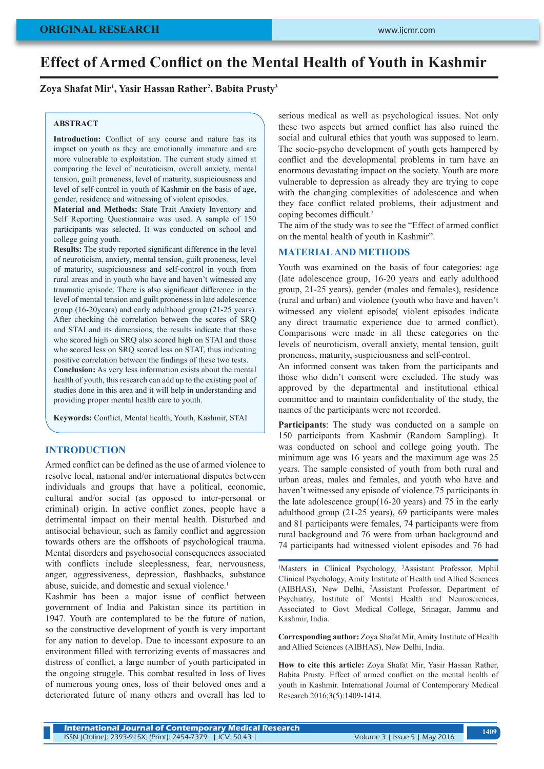ORIGINAL RESEARCH

# Effect of Armed Conflict on the Mental Health of Youth in Kashmir

**Zoya Shafat Mir[1], Yasir Hassan Rather[2], Babita Prusty[3]**

## ABSTRACT

**Introduction:** Conflict of any course and nature has its impact on youth as they are emotionally immature and are more vulnerable to exploitation. The current study aimed at comparing the level of neuroticism, overall anxiety, mental tension, guilt proneness, level of maturity, suspiciousness and level of self-control in youth of Kashmir on the basis of age, gender, residence and witnessing of violent episodes.

**Material and Methods:** State Trait Anxiety Inventory and Self Reporting Questionnaire was used. A sample of 150 participants was selected. It was conducted on school and college going youth.

**Results:** The study reported significant difference in the level of neuroticism, anxiety, mental tension, guilt proneness, level of maturity, suspiciousness and self-control in youth from rural areas and in youth who have and haven't witnessed any traumatic episode. There is also significant difference in the level of mental tension and guilt proneness in late adolescence group (16-20years) and early adulthood group (21-25 years). After checking the correlation between the scores of SRQ and STAI and its dimensions, the results indicate that those who scored high on SRQ also scored high on STAI and those who scored less on SRQ scored less on STAT, thus indicating positive correlation between the findings of these two tests.

**Conclusion:** As very less information exists about the mental health of youth, this research can add up to the existing pool of studies done in this area and it will help in understanding and providing proper mental health care to youth.

**Keywords:** Conflict, Mental health, Youth, Kashmir, STAI

## INTRODUCTION

Armed conflict can be defined as the use of armed violence to resolve local, national and/or international disputes between individuals and groups that have a political, economic, cultural and/or social (as opposed to inter-personal or criminal) origin. In active conflict zones, people have a detrimental impact on their mental health. Disturbed and antisocial behaviour, such as family conflict and aggression towards others are the offshoots of psychological trauma. Mental disorders and psychosocial consequences associated with conflicts include sleeplessness, fear, nervousness, anger, aggressiveness, depression, flashbacks, substance abuse, suicide, and domestic and sexual violence.[1]

Kashmir has been a major issue of conflict between government of India and Pakistan since its partition in 1947. Youth are contemplated to be the future of nation, so the constructive development of youth is very important for any nation to develop. Due to incessant exposure to an environment filled with terrorizing events of massacres and distress of conflict, a large number of youth participated in the ongoing struggle. This combat resulted in loss of lives of numerous young ones, loss of their beloved ones and a deteriorated future of many others and overall has led to serious medical as well as psychological issues. Not only these two aspects but armed conflict has also ruined the social and cultural ethics that youth was supposed to learn. The socio-psycho development of youth gets hampered by conflict and the developmental problems in turn have an enormous devastating impact on the society. Youth are more vulnerable to depression as already they are trying to cope with the changing complexities of adolescence and when they face conflict related problems, their adjustment and coping becomes difficult.[2]

The aim of the study was to see the "Effect of armed conflict on the mental health of youth in Kashmir".

## MATERIAL AND METHODS

Youth was examined on the basis of four categories: age (late adolescence group, 16-20 years and early adulthood group, 21-25 years), gender (males and females), residence (rural and urban) and violence (youth who have and haven't witnessed any violent episode( violent episodes indicate any direct traumatic experience due to armed conflict). Comparisons were made in all these categories on the levels of neuroticism, overall anxiety, mental tension, guilt proneness, maturity, suspiciousness and self-control.

An informed consent was taken from the participants and those who didn't consent were excluded. The study was approved by the departmental and institutional ethical committee and to maintain confidentiality of the study, the names of the participants were not recorded.

**Participants**: The study was conducted on a sample on 150 participants from Kashmir (Random Sampling). It was conducted on school and college going youth. The minimum age was 16 years and the maximum age was 25 years. The sample consisted of youth from both rural and urban areas, males and females, and youth who have and haven't witnessed any episode of violence.75 participants in the late adolescence group(16-20 years) and 75 in the early adulthood group (21-25 years), 69 participants were males and 81 participants were females, 74 participants were from rural background and 76 were from urban background and 74 participants had witnessed violent episodes and 76 had

[1]Masters in Clinical Psychology, [3]Assistant Professor, Mphil Clinical Psychology, Amity Institute of Health and Allied Sciences (AIBHAS), New Delhi, [2]Assistant Professor, Department of Psychiatry, Institute of Mental Health and Neurosciences, Associated to Govt Medical College, Srinagar, Jammu and Kashmir, India.

**Corresponding author:** Zoya Shafat Mir, Amity Institute of Health and Allied Sciences (AIBHAS), New Delhi, India.

**How to cite this article:** Zoya Shafat Mir, Yasir Hassan Rather, Babita Prusty. Effect of armed conflict on the mental health of youth in Kashmir. International Journal of Contemporary Medical Research 2016;3(5):1409-1414.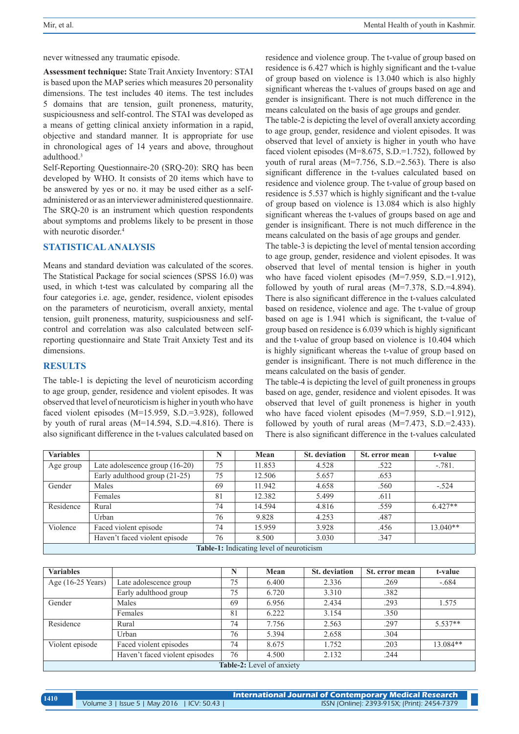never witnessed any traumatic episode.

**Assessment technique:** State Trait Anxiety Inventory: STAI is based upon the MAP series which measures 20 personality dimensions. The test includes 40 items. The test includes 5 domains that are tension, guilt proneness, maturity, suspiciousness and self-control. The STAI was developed as a means of getting clinical anxiety information in a rapid, objective and standard manner. It is appropriate for use in chronological ages of 14 years and above, throughout adulthood.[3]

Self-Reporting Questionnaire-20 (SRQ-20): SRQ has been developed by WHO. It consists of 20 items which have to be answered by yes or no. it may be used either as a self-administered or as an interviewer administered questionnaire. The SRQ-20 is an instrument which question respondents about symptoms and problems likely to be present in those with neurotic disorder.[4]

## STATISTICAL ANALYSIS

Means and standard deviation was calculated of the scores. The Statistical Package for social sciences (SPSS 16.0) was used, in which t-test was calculated by comparing all the four categories i.e. age, gender, residence, violent episodes on the parameters of neuroticism, overall anxiety, mental tension, guilt proneness, maturity, suspiciousness and self-control and correlation was also calculated between self-reporting questionnaire and State Trait Anxiety Test and its dimensions.

## RESULTS

The table-1 is depicting the level of neuroticism according to age group, gender, residence and violent episodes. It was observed that level of neuroticism is higher in youth who have faced violent episodes (M=15.959, S.D.=3.928), followed by youth of rural areas (M=14.594, S.D.=4.816). There is also significant difference in the t-values calculated based on residence and violence group. The t-value of group based on residence is 6.427 which is highly significant and the t-value of group based on violence is 13.040 which is also highly significant whereas the t-values of groups based on age and gender is insignificant. There is not much difference in the means calculated on the basis of age groups and gender.

The table-2 is depicting the level of overall anxiety according to age group, gender, residence and violent episodes. It was observed that level of anxiety is higher in youth who have faced violent episodes (M=8.675, S.D.=1.752), followed by youth of rural areas (M=7.756, S.D.=2.563). There is also significant difference in the t-values calculated based on residence and violence group. The t-value of group based on residence is 5.537 which is highly significant and the t-value of group based on violence is 13.084 which is also highly significant whereas the t-values of groups based on age and gender is insignificant. There is not much difference in the means calculated on the basis of age groups and gender.

The table-3 is depicting the level of mental tension according to age group, gender, residence and violent episodes. It was observed that level of mental tension is higher in youth who faced violent episodes (M=7.959, S.D.=1.912), followed by youth of rural areas (M=7.378, S.D.=4.894). There is also significant difference in the t-values calculated based on residence, violence and age. The t-value of group based on age is 1.941 which is significant, the t-value of group based on residence is 6.039 which is highly significant and the t-value of group based on violence is 10.404 which is highly significant whereas the t-value of group based on gender is insignificant. There is not much difference in the means calculated on the basis of gender.

The table-4 is depicting the level of guilt proneness in groups based on age, gender, residence and violent episodes. It was observed that level of guilt proneness is higher in youth who have faced violent episodes (M=7.959, S.D.=1.912), followed by youth of rural areas (M=7.473, S.D.=2.433). There is also significant difference in the t-values calculated

| Variables | | N | Mean | St. deviation | St. error mean | t-value |
|---|---|---|---|---|---|---|
| Age group | Late adolescence group (16-20) | 75 | 11.853 | 4.528 | .522 | -.781. |
| | Early adulthood group (21-25) | 75 | 12.506 | 5.657 | .653 | |
| Gender | Males | 69 | 11.942 | 4.658 | .560 | -.524 |
| | Females | 81 | 12.382 | 5.499 | .611 | |
| Residence | Rural | 74 | 14.594 | 4.816 | .559 | 6.427** |
| | Urban | 76 | 9.828 | 4.253 | .487 | |
| Violence | Faced violent episode | 74 | 15.959 | 3.928 | .456 | 13.040** |
| | Haven't faced violent episode | 76 | 8.500 | 3.030 | .347 | |

**Table-1:** Indicating level of neuroticism

| Variables | | N | Mean | St. deviation | St. error mean | t-value |
|---|---|---|---|---|---|---|
| Age (16-25 Years) | Late adolescence group | 75 | 6.400 | 2.336 | .269 | -.684 |
| | Early adulthood group | 75 | 6.720 | 3.310 | .382 | |
| Gender | Males | 69 | 6.956 | 2.434 | .293 | 1.575 |
| | Females | 81 | 6.222 | 3.154 | .350 | |
| Residence | Rural | 74 | 7.756 | 2.563 | .297 | 5.537** |
| | Urban | 76 | 5.394 | 2.658 | .304 | |
| Violent episode | Faced violent episodes | 74 | 8.675 | 1.752 | .203 | 13.084** |
| | Haven't faced violent episodes | 76 | 4.500 | 2.132 | .244 | |

**Table-2:** Level of anxiety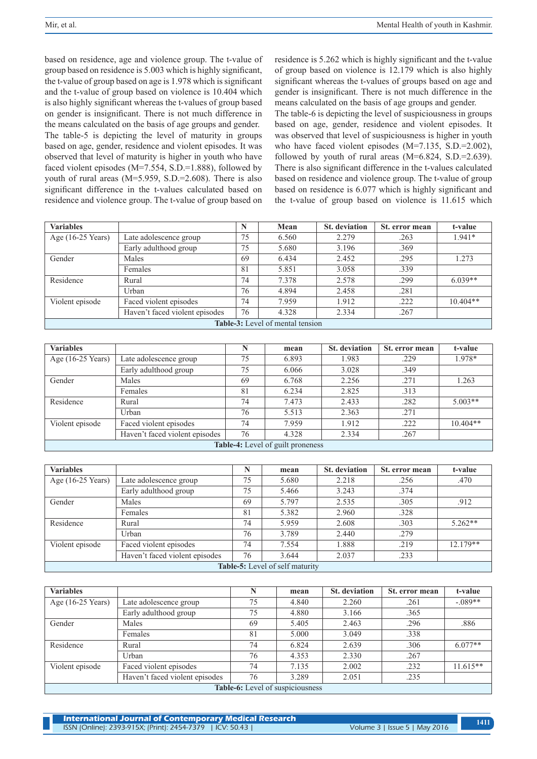based on residence, age and violence group. The t-value of group based on residence is 5.003 which is highly significant, the t-value of group based on age is 1.978 which is significant and the t-value of group based on violence is 10.404 which is also highly significant whereas the t-values of group based on gender is insignificant. There is not much difference in the means calculated on the basis of age groups and gender.

The table-5 is depicting the level of maturity in groups based on age, gender, residence and violent episodes. It was observed that level of maturity is higher in youth who have faced violent episodes (M=7.554, S.D.=1.888), followed by youth of rural areas (M=5.959, S.D.=2.608). There is also significant difference in the t-values calculated based on residence and violence group. The t-value of group based on residence is 5.262 which is highly significant and the t-value of group based on violence is 12.179 which is also highly significant whereas the t-values of groups based on age and gender is insignificant. There is not much difference in the means calculated on the basis of age groups and gender.

The table-6 is depicting the level of suspiciousness in groups based on age, gender, residence and violent episodes. It was observed that level of suspiciousness is higher in youth who have faced violent episodes (M=7.135, S.D.=2.002), followed by youth of rural areas (M=6.824, S.D.=2.639). There is also significant difference in the t-values calculated based on residence and violence group. The t-value of group based on residence is 6.077 which is highly significant and the t-value of group based on violence is 11.615 which

| Variables | | N | Mean | St. deviation | St. error mean | t-value |
|---|---|---|---|---|---|---|
| Age (16-25 Years) | Late adolescence group | 75 | 6.560 | 2.279 | .263 | 1.941* |
| | Early adulthood group | 75 | 5.680 | 3.196 | .369 | |
| Gender | Males | 69 | 6.434 | 2.452 | .295 | 1.273 |
| | Females | 81 | 5.851 | 3.058 | .339 | |
| Residence | Rural | 74 | 7.378 | 2.578 | .299 | 6.039** |
| | Urban | 76 | 4.894 | 2.458 | .281 | |
| Violent episode | Faced violent episodes | 74 | 7.959 | 1.912 | .222 | 10.404** |
| | Haven't faced violent episodes | 76 | 4.328 | 2.334 | .267 | |

**Table-3:** Level of mental tension

| Variables | | N | mean | St. deviation | St. error mean | t-value |
|---|---|---|---|---|---|---|
| Age (16-25 Years) | Late adolescence group | 75 | 6.893 | 1.983 | .229 | 1.978* |
| | Early adulthood group | 75 | 6.066 | 3.028 | .349 | |
| Gender | Males | 69 | 6.768 | 2.256 | .271 | 1.263 |
| | Females | 81 | 6.234 | 2.825 | .313 | |
| Residence | Rural | 74 | 7.473 | 2.433 | .282 | 5.003** |
| | Urban | 76 | 5.513 | 2.363 | .271 | |
| Violent episode | Faced violent episodes | 74 | 7.959 | 1.912 | .222 | 10.404** |
| | Haven't faced violent episodes | 76 | 4.328 | 2.334 | .267 | |

**Table-4:** Level of guilt proneness

| Variables | | N | mean | St. deviation | St. error mean | t-value |
|---|---|---|---|---|---|---|
| Age (16-25 Years) | Late adolescence group | 75 | 5.680 | 2.218 | .256 | .470 |
| | Early adulthood group | 75 | 5.466 | 3.243 | .374 | |
| Gender | Males | 69 | 5.797 | 2.535 | .305 | .912 |
| | Females | 81 | 5.382 | 2.960 | .328 | |
| Residence | Rural | 74 | 5.959 | 2.608 | .303 | 5.262** |
| | Urban | 76 | 3.789 | 2.440 | .279 | |
| Violent episode | Faced violent episodes | 74 | 7.554 | 1.888 | .219 | 12.179** |
| | Haven't faced violent episodes | 76 | 3.644 | 2.037 | .233 | |

**Table-5:** Level of self maturity

| Variables | | N | mean | St. deviation | St. error mean | t-value |
|---|---|---|---|---|---|---|
| Age (16-25 Years) | Late adolescence group | 75 | 4.840 | 2.260 | .261 | -.089** |
| | Early adulthood group | 75 | 4.880 | 3.166 | .365 | |
| Gender | Males | 69 | 5.405 | 2.463 | .296 | .886 |
| | Females | 81 | 5.000 | 3.049 | .338 | |
| Residence | Rural | 74 | 6.824 | 2.639 | .306 | 6.077** |
| | Urban | 76 | 4.353 | 2.330 | .267 | |
| Violent episode | Faced violent episodes | 74 | 7.135 | 2.002 | .232 | 11.615** |
| | Haven't faced violent episodes | 76 | 3.289 | 2.051 | .235 | |

**Table-6:** Level of suspiciousness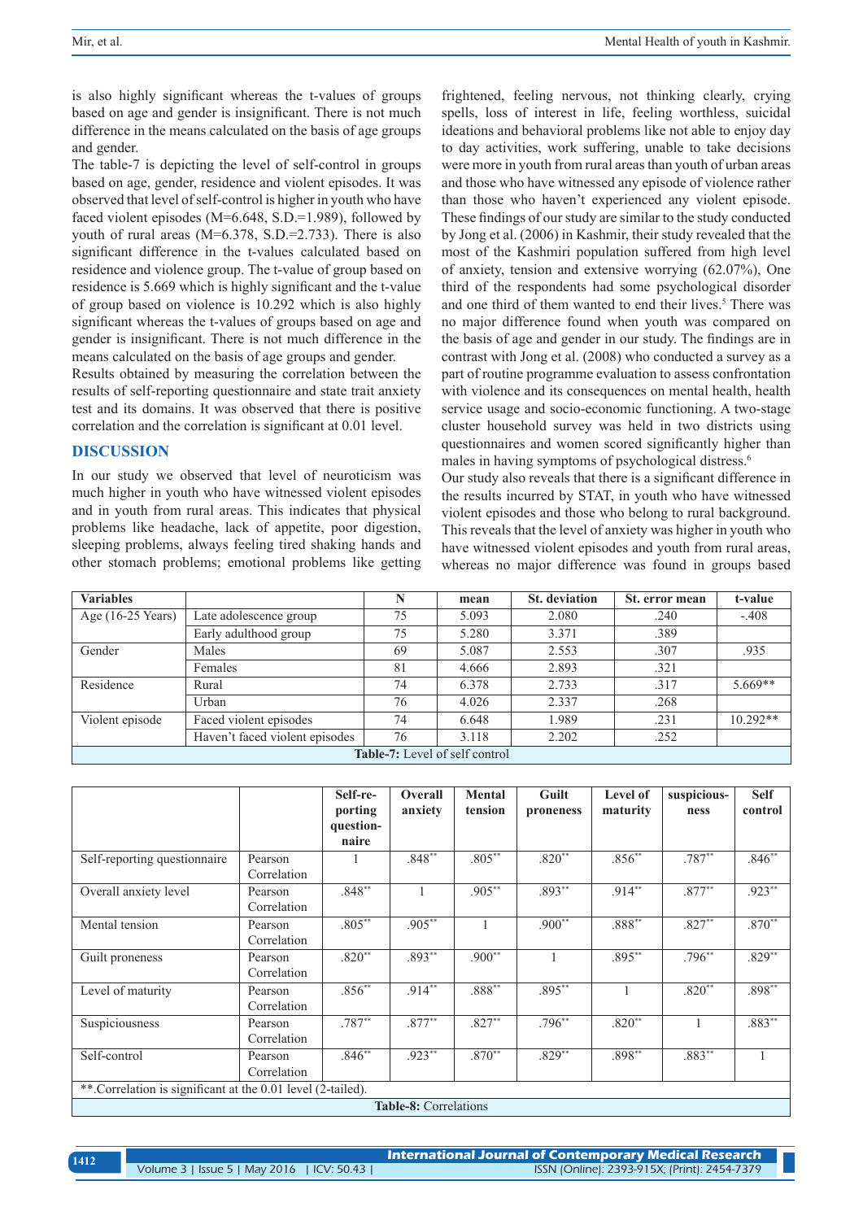is also highly significant whereas the t-values of groups based on age and gender is insignificant. There is not much difference in the means calculated on the basis of age groups and gender.

The table-7 is depicting the level of self-control in groups based on age, gender, residence and violent episodes. It was observed that level of self-control is higher in youth who have faced violent episodes (M=6.648, S.D.=1.989), followed by youth of rural areas (M=6.378, S.D.=2.733). There is also significant difference in the t-values calculated based on residence and violence group. The t-value of group based on residence is 5.669 which is highly significant and the t-value of group based on violence is 10.292 which is also highly significant whereas the t-values of groups based on age and gender is insignificant. There is not much difference in the means calculated on the basis of age groups and gender.

Results obtained by measuring the correlation between the results of self-reporting questionnaire and state trait anxiety test and its domains. It was observed that there is positive correlation and the correlation is significant at 0.01 level.

## DISCUSSION

In our study we observed that level of neuroticism was much higher in youth who have witnessed violent episodes and in youth from rural areas. This indicates that physical problems like headache, lack of appetite, poor digestion, sleeping problems, always feeling tired shaking hands and other stomach problems; emotional problems like getting frightened, feeling nervous, not thinking clearly, crying spells, loss of interest in life, feeling worthless, suicidal ideations and behavioral problems like not able to enjoy day to day activities, work suffering, unable to take decisions were more in youth from rural areas than youth of urban areas and those who have witnessed any episode of violence rather than those who haven't experienced any violent episode. These findings of our study are similar to the study conducted by Jong et al. (2006) in Kashmir, their study revealed that the most of the Kashmiri population suffered from high level of anxiety, tension and extensive worrying (62.07%), One third of the respondents had some psychological disorder and one third of them wanted to end their lives.[5] There was no major difference found when youth was compared on the basis of age and gender in our study. The findings are in contrast with Jong et al. (2008) who conducted a survey as a part of routine programme evaluation to assess confrontation with violence and its consequences on mental health, health service usage and socio-economic functioning. A two-stage cluster household survey was held in two districts using questionnaires and women scored significantly higher than males in having symptoms of psychological distress.[6]

Our study also reveals that there is a significant difference in the results incurred by STAT, in youth who have witnessed violent episodes and those who belong to rural background. This reveals that the level of anxiety was higher in youth who have witnessed violent episodes and youth from rural areas, whereas no major difference was found in groups based

| Variables | | N | mean | St. deviation | St. error mean | t-value |
|---|---|---|---|---|---|---|
| Age (16-25 Years) | Late adolescence group | 75 | 5.093 | 2.080 | .240 | -.408 |
| | Early adulthood group | 75 | 5.280 | 3.371 | .389 | |
| Gender | Males | 69 | 5.087 | 2.553 | .307 | .935 |
| | Females | 81 | 4.666 | 2.893 | .321 | |
| Residence | Rural | 74 | 6.378 | 2.733 | .317 | 5.669** |
| | Urban | 76 | 4.026 | 2.337 | .268 | |
| Violent episode | Faced violent episodes | 74 | 6.648 | 1.989 | .231 | 10.292** |
| | Haven't faced violent episodes | 76 | 3.118 | 2.202 | .252 | |

**Table-7:** Level of self control

| | | Self-reporting questionnaire | Overall anxiety | Mental tension | Guilt proneness | Level of maturity | suspiciousness | Self control |
|---|---|---|---|---|---|---|---|---|
| Self-reporting questionnaire | Pearson Correlation | 1 | .848** | .805** | .820** | .856** | .787** | .846** |
| Overall anxiety level | Pearson Correlation | .848** | 1 | .905** | .893** | .914** | .877** | .923** |
| Mental tension | Pearson Correlation | .805** | .905** | 1 | .900** | .888** | .827** | .870** |
| Guilt proneness | Pearson Correlation | .820** | .893** | .900** | 1 | .895** | .796** | .829** |
| Level of maturity | Pearson Correlation | .856** | .914** | .888** | .895** | 1 | .820** | .898** |
| Suspiciousness | Pearson Correlation | .787** | .877** | .827** | .796** | .820** | 1 | .883** |
| Self-control | Pearson Correlation | .846** | .923** | .870** | .829** | .898** | .883** | 1 |

**.Correlation is significant at the 0.01 level (2-tailed).

**Table-8:** Correlations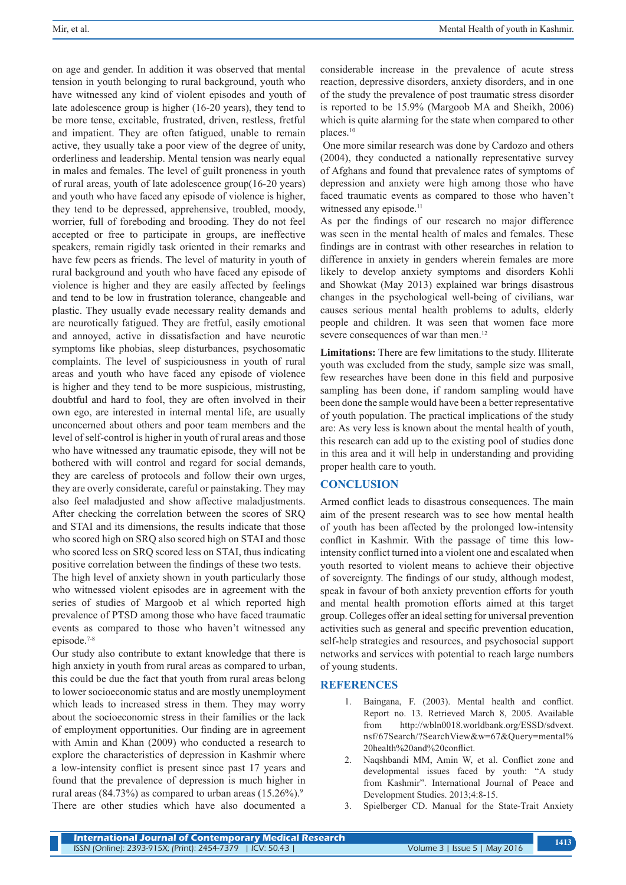on age and gender. In addition it was observed that mental tension in youth belonging to rural background, youth who have witnessed any kind of violent episodes and youth of late adolescence group is higher (16-20 years), they tend to be more tense, excitable, frustrated, driven, restless, fretful and impatient. They are often fatigued, unable to remain active, they usually take a poor view of the degree of unity, orderliness and leadership. Mental tension was nearly equal in males and females. The level of guilt proneness in youth of rural areas, youth of late adolescence group(16-20 years) and youth who have faced any episode of violence is higher, they tend to be depressed, apprehensive, troubled, moody, worrier, full of foreboding and brooding. They do not feel accepted or free to participate in groups, are ineffective speakers, remain rigidly task oriented in their remarks and have few peers as friends. The level of maturity in youth of rural background and youth who have faced any episode of violence is higher and they are easily affected by feelings and tend to be low in frustration tolerance, changeable and plastic. They usually evade necessary reality demands and are neurotically fatigued. They are fretful, easily emotional and annoyed, active in dissatisfaction and have neurotic symptoms like phobias, sleep disturbances, psychosomatic complaints. The level of suspiciousness in youth of rural areas and youth who have faced any episode of violence is higher and they tend to be more suspicious, mistrusting, doubtful and hard to fool, they are often involved in their own ego, are interested in internal mental life, are usually unconcerned about others and poor team members and the level of self-control is higher in youth of rural areas and those who have witnessed any traumatic episode, they will not be bothered with will control and regard for social demands, they are careless of protocols and follow their own urges, they are overly considerate, careful or painstaking. They may also feel maladjusted and show affective maladjustments. After checking the correlation between the scores of SRQ and STAI and its dimensions, the results indicate that those who scored high on SRQ also scored high on STAI and those who scored less on SRQ scored less on STAI, thus indicating positive correlation between the findings of these two tests.

The high level of anxiety shown in youth particularly those who witnessed violent episodes are in agreement with the series of studies of Margoob et al which reported high prevalence of PTSD among those who have faced traumatic events as compared to those who haven't witnessed any episode.[7-8]

Our study also contribute to extant knowledge that there is high anxiety in youth from rural areas as compared to urban, this could be due the fact that youth from rural areas belong to lower socioeconomic status and are mostly unemployment which leads to increased stress in them. They may worry about the socioeconomic stress in their families or the lack of employment opportunities. Our finding are in agreement with Amin and Khan (2009) who conducted a research to explore the characteristics of depression in Kashmir where a low-intensity conflict is present since past 17 years and found that the prevalence of depression is much higher in rural areas (84.73%) as compared to urban areas (15.26%).[9]

There are other studies which have also documented a considerable increase in the prevalence of acute stress reaction, depressive disorders, anxiety disorders, and in one of the study the prevalence of post traumatic stress disorder is reported to be 15.9% (Margoob MA and Sheikh, 2006) which is quite alarming for the state when compared to other places.[10]

One more similar research was done by Cardozo and others (2004), they conducted a nationally representative survey of Afghans and found that prevalence rates of symptoms of depression and anxiety were high among those who have faced traumatic events as compared to those who haven't witnessed any episode.[11]

As per the findings of our research no major difference was seen in the mental health of males and females. These findings are in contrast with other researches in relation to difference in anxiety in genders wherein females are more likely to develop anxiety symptoms and disorders Kohli and Showkat (May 2013) explained war brings disastrous changes in the psychological well-being of civilians, war causes serious mental health problems to adults, elderly people and children. It was seen that women face more severe consequences of war than men.[12]

**Limitations:** There are few limitations to the study. Illiterate youth was excluded from the study, sample size was small, few researches have been done in this field and purposive sampling has been done, if random sampling would have been done the sample would have been a better representative of youth population. The practical implications of the study are: As very less is known about the mental health of youth, this research can add up to the existing pool of studies done in this area and it will help in understanding and providing proper health care to youth.

## CONCLUSION

Armed conflict leads to disastrous consequences. The main aim of the present research was to see how mental health of youth has been affected by the prolonged low-intensity conflict in Kashmir. With the passage of time this low-intensity conflict turned into a violent one and escalated when youth resorted to violent means to achieve their objective of sovereignty. The findings of our study, although modest, speak in favour of both anxiety prevention efforts for youth and mental health promotion efforts aimed at this target group. Colleges offer an ideal setting for universal prevention activities such as general and specific prevention education, self-help strategies and resources, and psychosocial support networks and services with potential to reach large numbers of young students.

## REFERENCES

1. Baingana, F. (2003). Mental health and conflict. Report no. 13. Retrieved March 8, 2005. Available from http://wbln0018.worldbank.org/ESSD/sdvext.nsf/67Search/?SearchView&w=67&Query=mental%20health%20and%20conflict.
2. Naqshbandi MM, Amin W, et al. Conflict zone and developmental issues faced by youth: "A study from Kashmir". International Journal of Peace and Development Studies. 2013;4:8-15.
3. Spielberger CD. Manual for the State-Trait Anxiety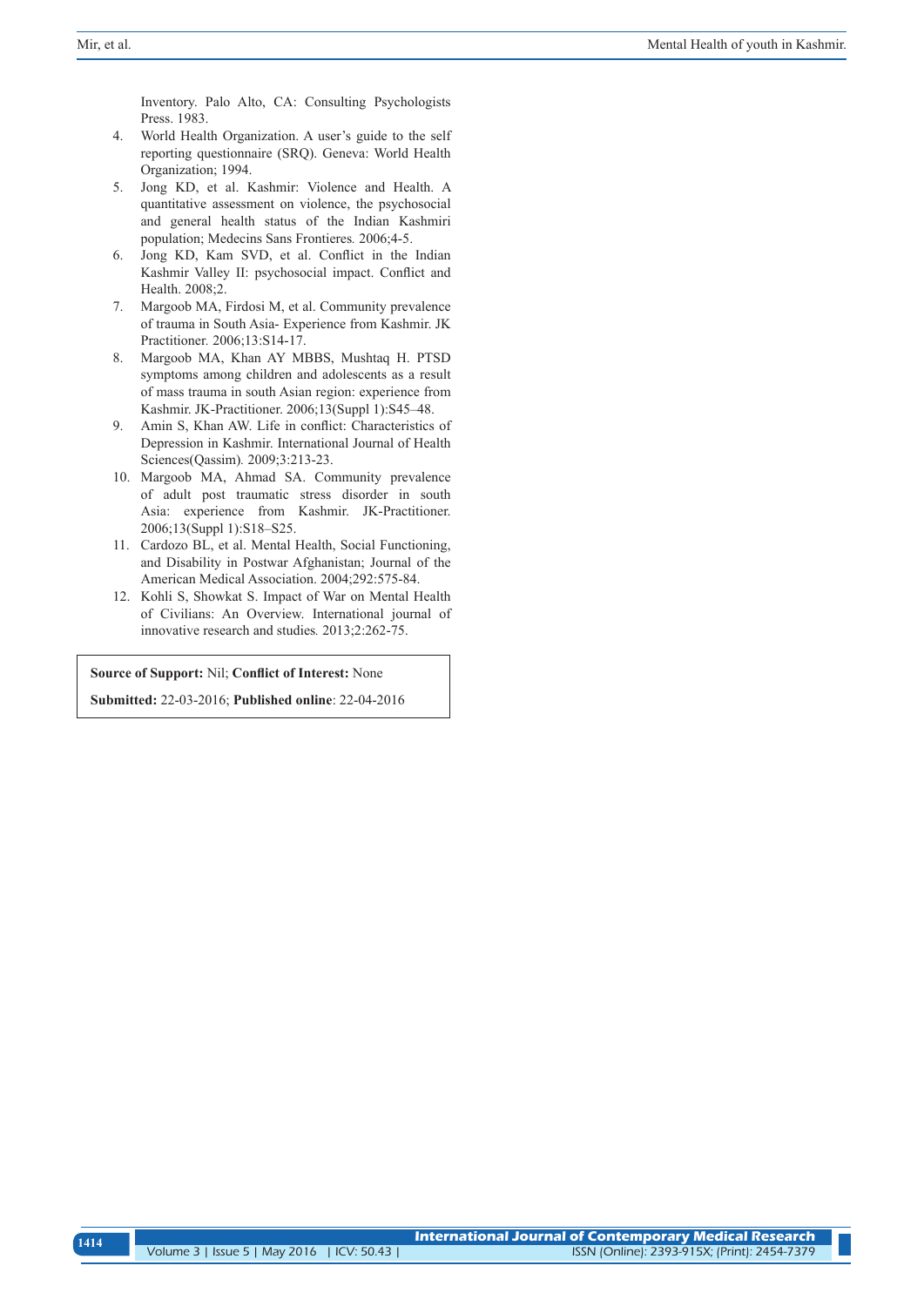Inventory. Palo Alto, CA: Consulting Psychologists Press. 1983.

4. World Health Organization. A user's guide to the self reporting questionnaire (SRQ). Geneva: World Health Organization; 1994.
5. Jong KD, et al. Kashmir: Violence and Health. A quantitative assessment on violence, the psychosocial and general health status of the Indian Kashmiri population; Medecins Sans Frontieres. 2006;4-5.
6. Jong KD, Kam SVD, et al. Conflict in the Indian Kashmir Valley II: psychosocial impact. Conflict and Health. 2008;2.
7. Margoob MA, Firdosi M, et al. Community prevalence of trauma in South Asia- Experience from Kashmir. JK Practitioner. 2006;13:S14-17.
8. Margoob MA, Khan AY MBBS, Mushtaq H. PTSD symptoms among children and adolescents as a result of mass trauma in south Asian region: experience from Kashmir. JK-Practitioner. 2006;13(Suppl 1):S45–48.
9. Amin S, Khan AW. Life in conflict: Characteristics of Depression in Kashmir. International Journal of Health Sciences(Qassim). 2009;3:213-23.
10. Margoob MA, Ahmad SA. Community prevalence of adult post traumatic stress disorder in south Asia: experience from Kashmir. JK-Practitioner. 2006;13(Suppl 1):S18–S25.
11. Cardozo BL, et al. Mental Health, Social Functioning, and Disability in Postwar Afghanistan; Journal of the American Medical Association. 2004;292:575-84.
12. Kohli S, Showkat S. Impact of War on Mental Health of Civilians: An Overview. International journal of innovative research and studies. 2013;2:262-75.

**Source of Support:** Nil; **Conflict of Interest:** None

**Submitted:** 22-03-2016; **Published online**: 22-04-2016